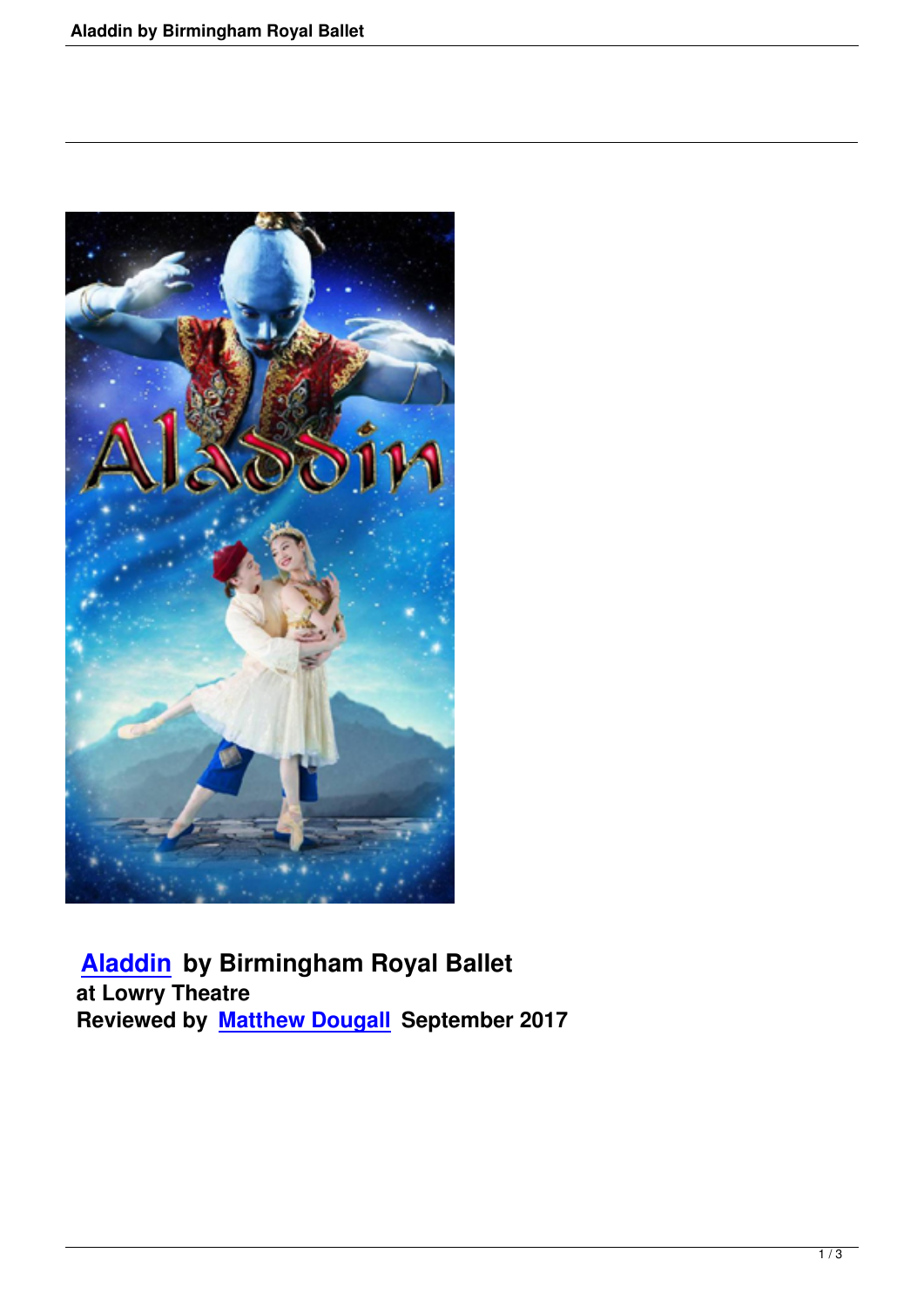**[Aladdin](#) by Birmingham Royal Ballet**
**at Lowry Theatre**
**Reviewed by [Matthew Dougall](#) September 2017**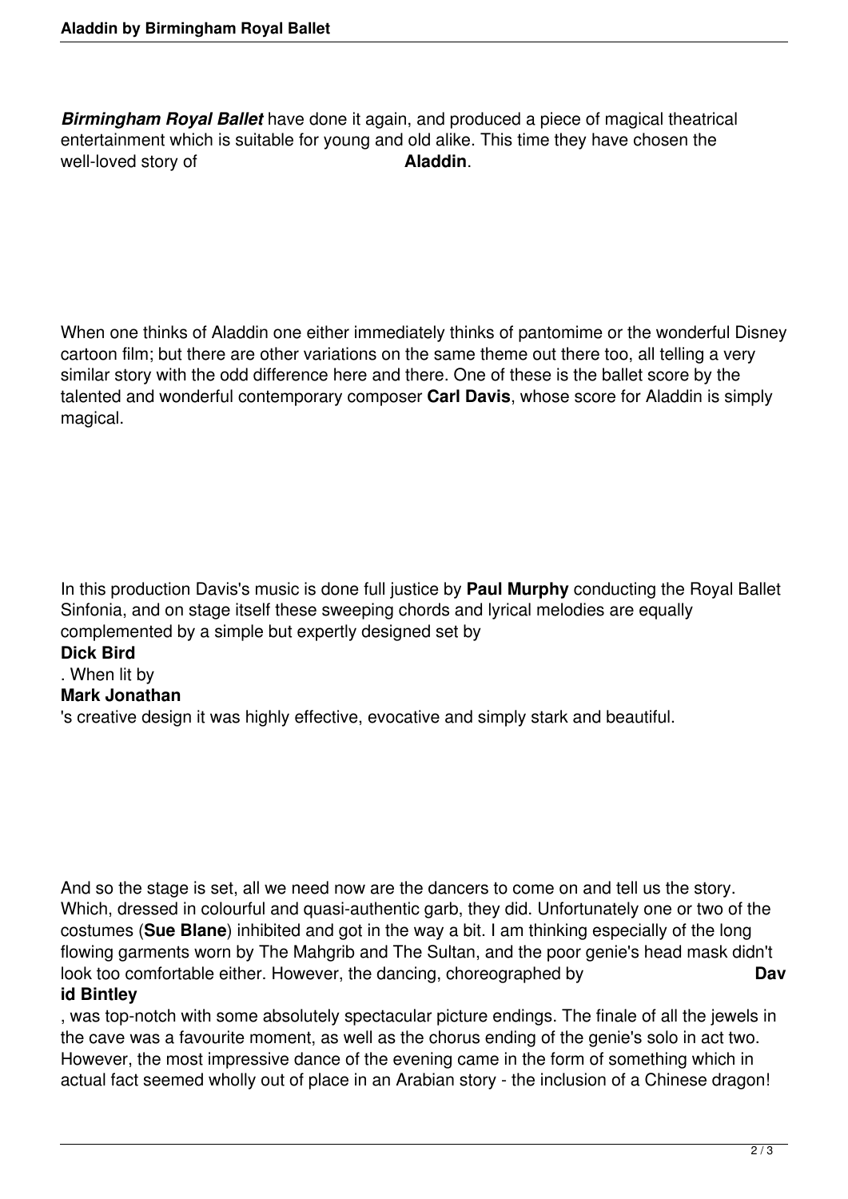***Birmingham Royal Ballet*** have done it again, and produced a piece of magical theatrical entertainment which is suitable for young and old alike. This time they have chosen the well-loved story of **Aladdin**.

When one thinks of Aladdin one either immediately thinks of pantomime or the wonderful Disney cartoon film; but there are other variations on the same theme out there too, all telling a very similar story with the odd difference here and there. One of these is the ballet score by the talented and wonderful contemporary composer **Carl Davis**, whose score for Aladdin is simply magical.

In this production Davis's music is done full justice by **Paul Murphy** conducting the Royal Ballet Sinfonia, and on stage itself these sweeping chords and lyrical melodies are equally complemented by a simple but expertly designed set by **Dick Bird**. When lit by **Mark Jonathan**'s creative design it was highly effective, evocative and simply stark and beautiful.

And so the stage is set, all we need now are the dancers to come on and tell us the story. Which, dressed in colourful and quasi-authentic garb, they did. Unfortunately one or two of the costumes (**Sue Blane**) inhibited and got in the way a bit. I am thinking especially of the long flowing garments worn by The Mahgrib and The Sultan, and the poor genie's head mask didn't look too comfortable either. However, the dancing, choreographed by **David Bintley**, was top-notch with some absolutely spectacular picture endings. The finale of all the jewels in the cave was a favourite moment, as well as the chorus ending of the genie's solo in act two. However, the most impressive dance of the evening came in the form of something which in actual fact seemed wholly out of place in an Arabian story - the inclusion of a Chinese dragon!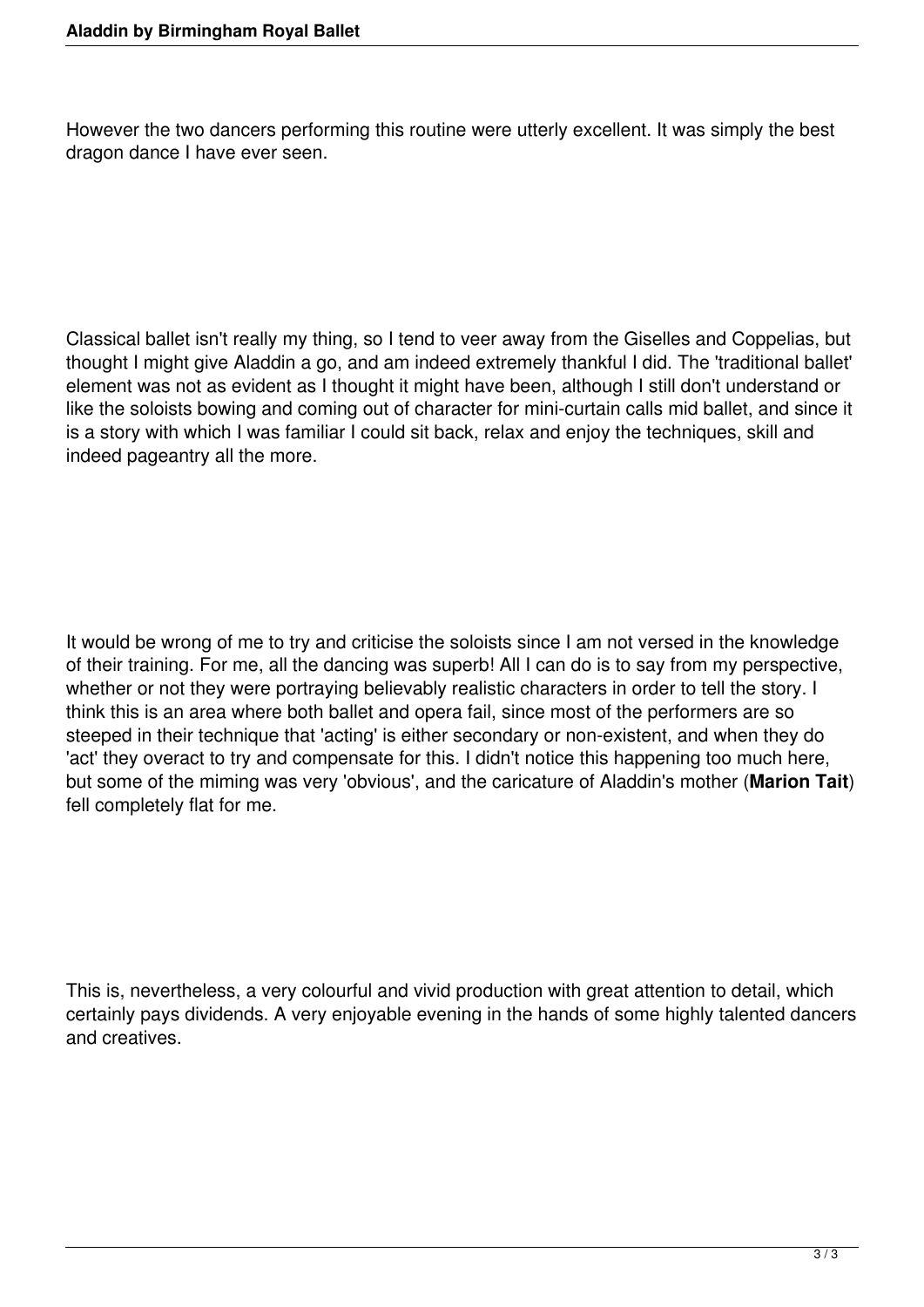However the two dancers performing this routine were utterly excellent. It was simply the best dragon dance I have ever seen.

Classical ballet isn't really my thing, so I tend to veer away from the Giselles and Coppelias, but thought I might give Aladdin a go, and am indeed extremely thankful I did. The 'traditional ballet' element was not as evident as I thought it might have been, although I still don't understand or like the soloists bowing and coming out of character for mini-curtain calls mid ballet, and since it is a story with which I was familiar I could sit back, relax and enjoy the techniques, skill and indeed pageantry all the more.

It would be wrong of me to try and criticise the soloists since I am not versed in the knowledge of their training. For me, all the dancing was superb! All I can do is to say from my perspective, whether or not they were portraying believably realistic characters in order to tell the story. I think this is an area where both ballet and opera fail, since most of the performers are so steeped in their technique that 'acting' is either secondary or non-existent, and when they do 'act' they overact to try and compensate for this. I didn't notice this happening too much here, but some of the miming was very 'obvious', and the caricature of Aladdin's mother (**Marion Tait**) fell completely flat for me.

This is, nevertheless, a very colourful and vivid production with great attention to detail, which certainly pays dividends. A very enjoyable evening in the hands of some highly talented dancers and creatives.